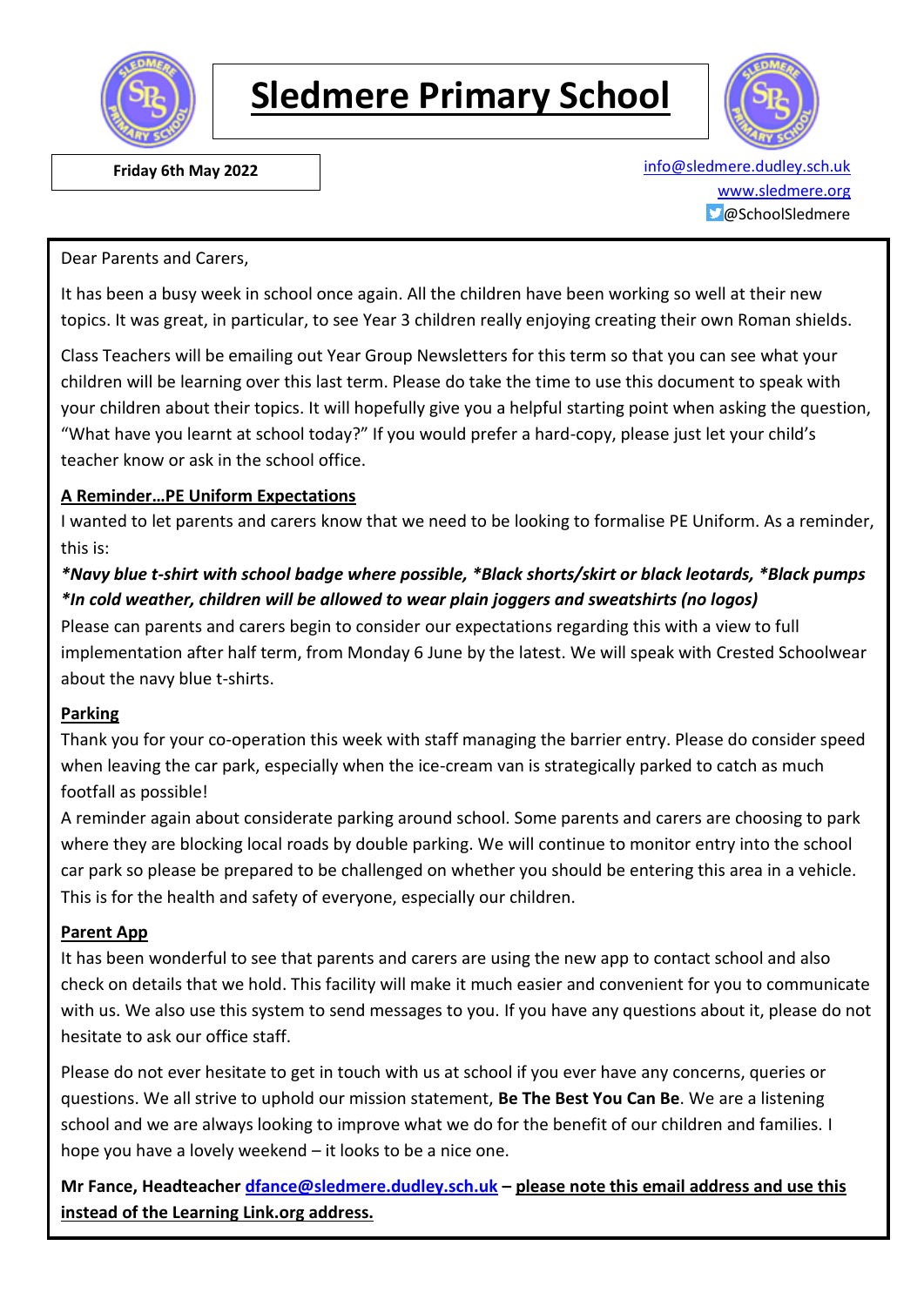# Sledmere Primary School

**Friday 6th May 2022**

info@sledmere.dudley.sch.uk
www.sledmere.org
@SchoolSledmere

Dear Parents and Carers,

It has been a busy week in school once again. All the children have been working so well at their new topics. It was great, in particular, to see Year 3 children really enjoying creating their own Roman shields.

Class Teachers will be emailing out Year Group Newsletters for this term so that you can see what your children will be learning over this last term. Please do take the time to use this document to speak with your children about their topics. It will hopefully give you a helpful starting point when asking the question, "What have you learnt at school today?" If you would prefer a hard-copy, please just let your child's teacher know or ask in the school office.

**A Reminder…PE Uniform Expectations**

I wanted to let parents and carers know that we need to be looking to formalise PE Uniform. As a reminder, this is:

***Navy blue t-shirt with school badge where possible, *Black shorts/skirt or black leotards, *Black pumps *In cold weather, children will be allowed to wear plain joggers and sweatshirts (no logos)***

Please can parents and carers begin to consider our expectations regarding this with a view to full implementation after half term, from Monday 6 June by the latest. We will speak with Crested Schoolwear about the navy blue t-shirts.

**Parking**

Thank you for your co-operation this week with staff managing the barrier entry. Please do consider speed when leaving the car park, especially when the ice-cream van is strategically parked to catch as much footfall as possible!

A reminder again about considerate parking around school. Some parents and carers are choosing to park where they are blocking local roads by double parking. We will continue to monitor entry into the school car park so please be prepared to be challenged on whether you should be entering this area in a vehicle. This is for the health and safety of everyone, especially our children.

**Parent App**

It has been wonderful to see that parents and carers are using the new app to contact school and also check on details that we hold. This facility will make it much easier and convenient for you to communicate with us. We also use this system to send messages to you. If you have any questions about it, please do not hesitate to ask our office staff.

Please do not ever hesitate to get in touch with us at school if you ever have any concerns, queries or questions. We all strive to uphold our mission statement, **Be The Best You Can Be**. We are a listening school and we are always looking to improve what we do for the benefit of our children and families. I hope you have a lovely weekend – it looks to be a nice one.

**Mr Fance, Headteacher dfance@sledmere.dudley.sch.uk – please note this email address and use this instead of the Learning Link.org address.**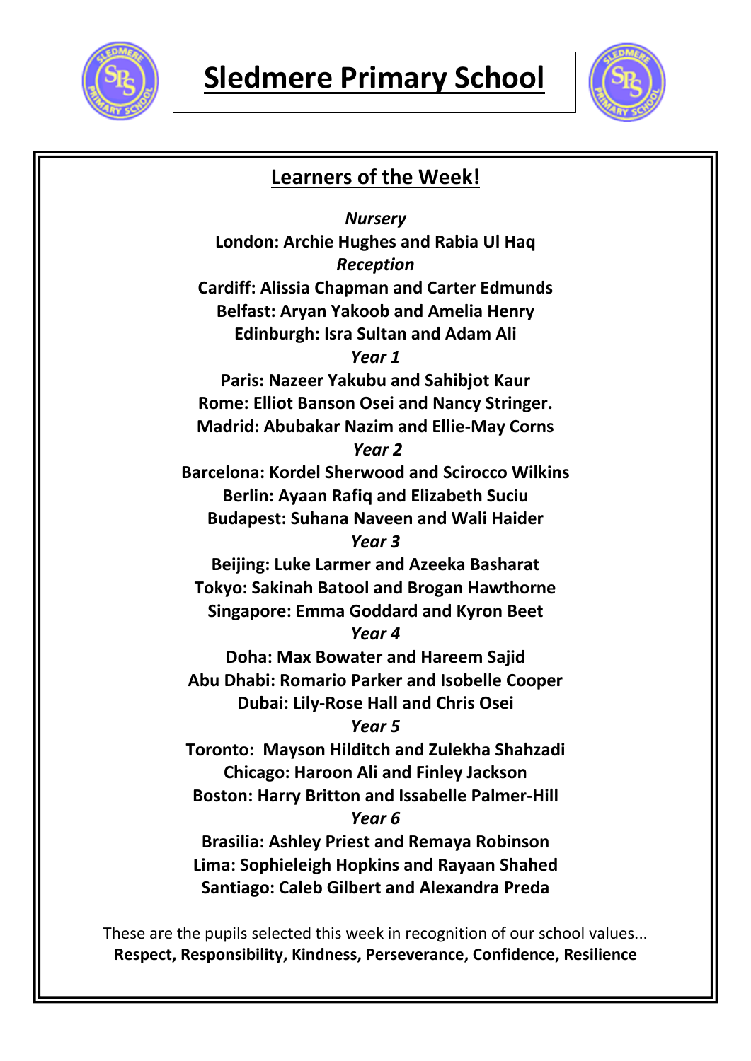# Sledmere Primary School

## Learners of the Week!

*Nursery*

**London: Archie Hughes and Rabia Ul Haq**

*Reception*

**Cardiff: Alissia Chapman and Carter Edmunds**

**Belfast: Aryan Yakoob and Amelia Henry**

**Edinburgh: Isra Sultan and Adam Ali**

*Year 1*

**Paris: Nazeer Yakubu and Sahibjot Kaur**

**Rome: Elliot Banson Osei and Nancy Stringer.**

**Madrid: Abubakar Nazim and Ellie-May Corns**

*Year 2*

**Barcelona: Kordel Sherwood and Scirocco Wilkins**

**Berlin: Ayaan Rafiq and Elizabeth Suciu**

**Budapest: Suhana Naveen and Wali Haider**

*Year 3*

**Beijing: Luke Larmer and Azeeka Basharat**

**Tokyo: Sakinah Batool and Brogan Hawthorne**

**Singapore: Emma Goddard and Kyron Beet**

*Year 4*

**Doha: Max Bowater and Hareem Sajid**

**Abu Dhabi: Romario Parker and Isobelle Cooper**

**Dubai: Lily-Rose Hall and Chris Osei**

*Year 5*

**Toronto: Mayson Hilditch and Zulekha Shahzadi**

**Chicago: Haroon Ali and Finley Jackson**

**Boston: Harry Britton and Issabelle Palmer-Hill**

*Year 6*

**Brasilia: Ashley Priest and Remaya Robinson**

**Lima: Sophieleigh Hopkins and Rayaan Shahed**

**Santiago: Caleb Gilbert and Alexandra Preda**

These are the pupils selected this week in recognition of our school values...
**Respect, Responsibility, Kindness, Perseverance, Confidence, Resilience**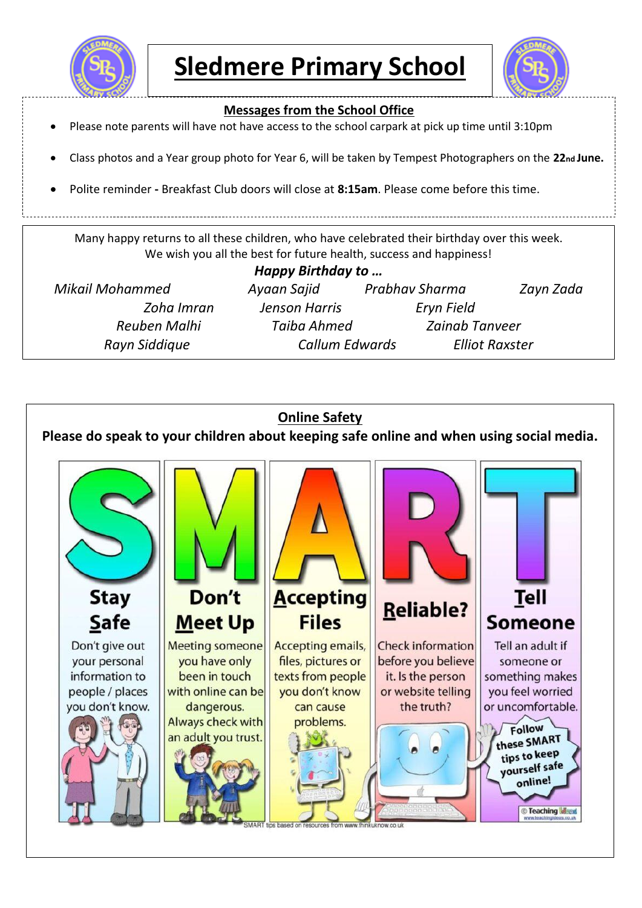# Sledmere Primary School

## Messages from the School Office

- Please note parents will have not have access to the school carpark at pick up time until 3:10pm
- Class photos and a Year group photo for Year 6, will be taken by Tempest Photographers on the **22nd June.**
- Polite reminder **-** Breakfast Club doors will close at **8:15am**. Please come before this time.

Many happy returns to all these children, who have celebrated their birthday over this week.
We wish you all the best for future health, success and happiness!

***Happy Birthday to …***

*Mikail Mohammed* *Ayaan Sajid* *Prabhav Sharma* *Zayn Zada*
*Zoha Imran* *Jenson Harris* *Eryn Field*
*Reuben Malhi* *Taiba Ahmed* *Zainab Tanveer*
*Rayn Siddique* *Callum Edwards* *Elliot Raxster*

## Online Safety

**Please do speak to your children about keeping safe online and when using social media.**

**S – Stay Safe**
Don't give out your personal information to people / places you don't know.

**M – Don't Meet Up**
Meeting someone you have only been in touch with online can be dangerous. Always check with an adult you trust.

**A – Accepting Files**
Accepting emails, files, pictures or texts from people you don't know can cause problems.

**R – Reliable?**
Check information before you believe it. Is the person or website telling the truth?

**T – Tell Someone**
Tell an adult if someone or something makes you feel worried or uncomfortable.

Follow these SMART tips to keep yourself safe online!

SMART tips based on resources from www.thinkuknow.co.uk

© Teaching Ideas www.teachingideas.co.uk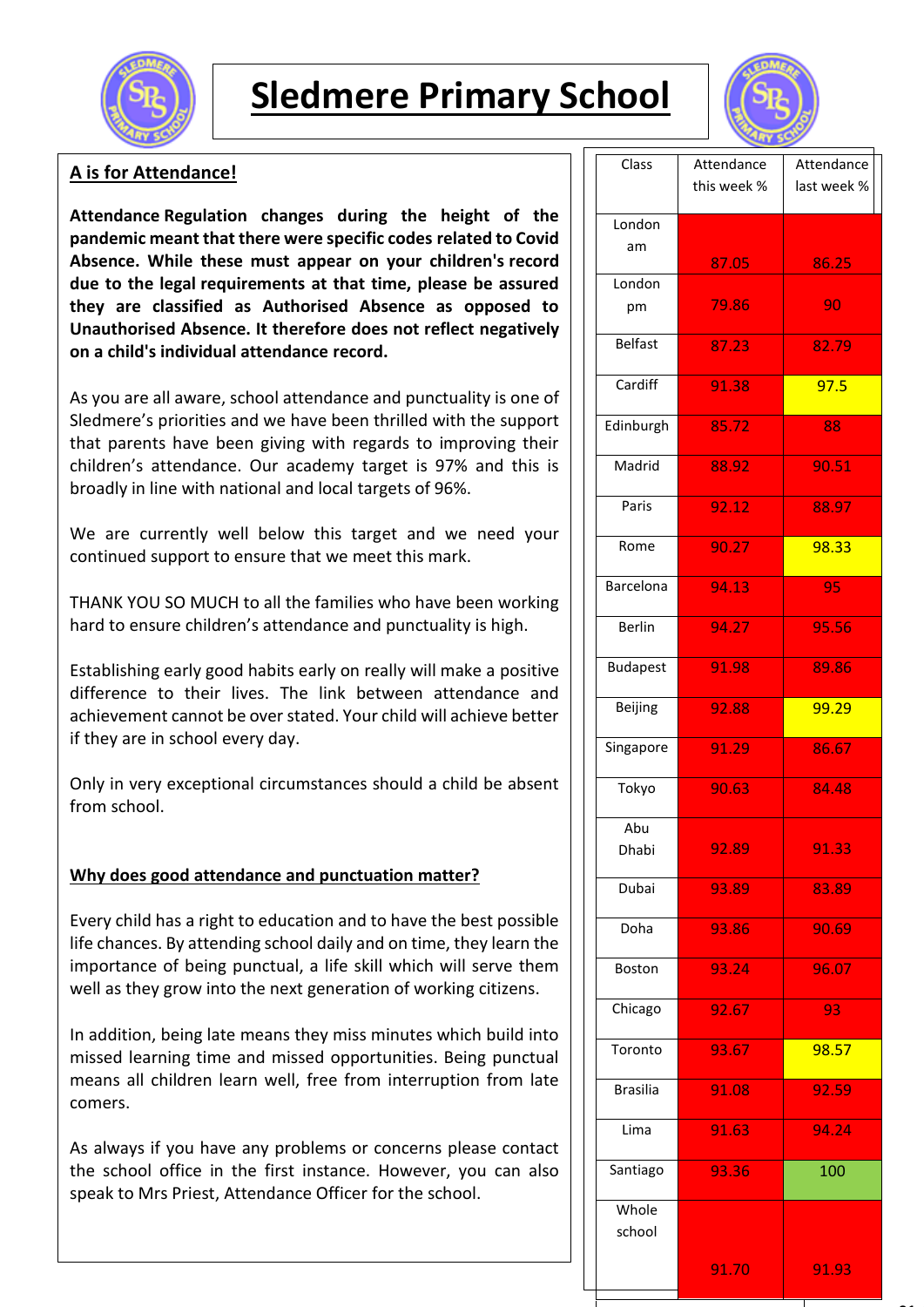# Sledmere Primary School

## A is for Attendance!

**Attendance Regulation changes during the height of the pandemic meant that there were specific codes related to Covid Absence. While these must appear on your children's record due to the legal requirements at that time, please be assured they are classified as Authorised Absence as opposed to Unauthorised Absence. It therefore does not reflect negatively on a child's individual attendance record.**

As you are all aware, school attendance and punctuality is one of Sledmere's priorities and we have been thrilled with the support that parents have been giving with regards to improving their children's attendance. Our academy target is 97% and this is broadly in line with national and local targets of 96%.

We are currently well below this target and we need your continued support to ensure that we meet this mark.

THANK YOU SO MUCH to all the families who have been working hard to ensure children's attendance and punctuality is high.

Establishing early good habits early on really will make a positive difference to their lives. The link between attendance and achievement cannot be over stated. Your child will achieve better if they are in school every day.

Only in very exceptional circumstances should a child be absent from school.

## Why does good attendance and punctuation matter?

Every child has a right to education and to have the best possible life chances. By attending school daily and on time, they learn the importance of being punctual, a life skill which will serve them well as they grow into the next generation of working citizens.

In addition, being late means they miss minutes which build into missed learning time and missed opportunities. Being punctual means all children learn well, free from interruption from late comers.

As always if you have any problems or concerns please contact the school office in the first instance. However, you can also speak to Mrs Priest, Attendance Officer for the school.

| Class | Attendance this week % | Attendance last week % |
|---|---|---|
| London am | 87.05 | 86.25 |
| London pm | 79.86 | 90 |
| Belfast | 87.23 | 82.79 |
| Cardiff | 91.38 | 97.5 |
| Edinburgh | 85.72 | 88 |
| Madrid | 88.92 | 90.51 |
| Paris | 92.12 | 88.97 |
| Rome | 90.27 | 98.33 |
| Barcelona | 94.13 | 95 |
| Berlin | 94.27 | 95.56 |
| Budapest | 91.98 | 89.86 |
| Beijing | 92.88 | 99.29 |
| Singapore | 91.29 | 86.67 |
| Tokyo | 90.63 | 84.48 |
| Abu Dhabi | 92.89 | 91.33 |
| Dubai | 93.89 | 83.89 |
| Doha | 93.86 | 90.69 |
| Boston | 93.24 | 96.07 |
| Chicago | 92.67 | 93 |
| Toronto | 93.67 | 98.57 |
| Brasilia | 91.08 | 92.59 |
| Lima | 91.63 | 94.24 |
| Santiago | 93.36 | 100 |
| Whole school | 91.70 | 91.93 |